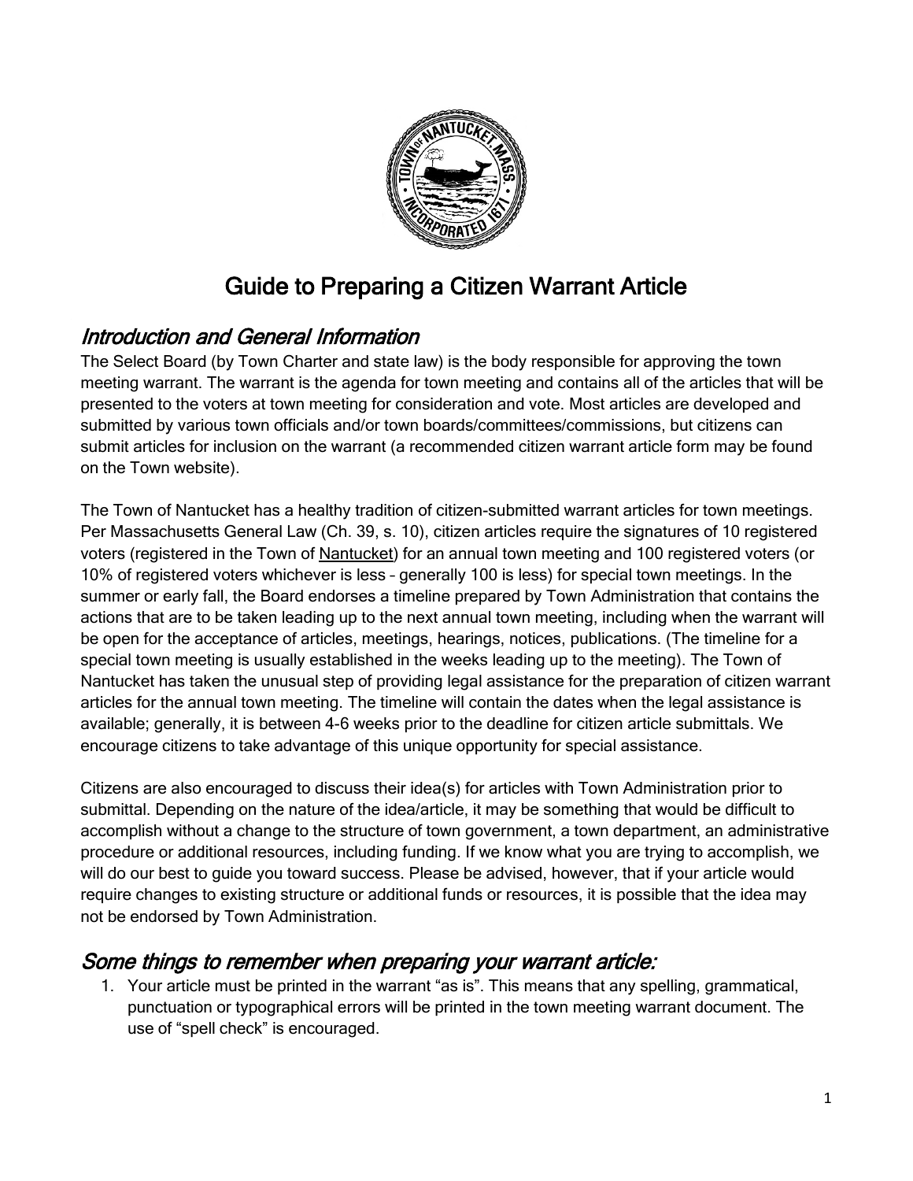# Guide to Preparing a Citizen Warrant Article

## *Introduction and General Information*

The Select Board (by Town Charter and state law) is the body responsible for approving the town meeting warrant. The warrant is the agenda for town meeting and contains all of the articles that will be presented to the voters at town meeting for consideration and vote. Most articles are developed and submitted by various town officials and/or town boards/committees/commissions, but citizens can submit articles for inclusion on the warrant (a recommended citizen warrant article form may be found on the Town website).

The Town of Nantucket has a healthy tradition of citizen-submitted warrant articles for town meetings. Per Massachusetts General Law (Ch. 39, s. 10), citizen articles require the signatures of 10 registered voters (registered in the Town of Nantucket) for an annual town meeting and 100 registered voters (or 10% of registered voters whichever is less – generally 100 is less) for special town meetings. In the summer or early fall, the Board endorses a timeline prepared by Town Administration that contains the actions that are to be taken leading up to the next annual town meeting, including when the warrant will be open for the acceptance of articles, meetings, hearings, notices, publications. (The timeline for a special town meeting is usually established in the weeks leading up to the meeting). The Town of Nantucket has taken the unusual step of providing legal assistance for the preparation of citizen warrant articles for the annual town meeting. The timeline will contain the dates when the legal assistance is available; generally, it is between 4-6 weeks prior to the deadline for citizen article submittals. We encourage citizens to take advantage of this unique opportunity for special assistance.

Citizens are also encouraged to discuss their idea(s) for articles with Town Administration prior to submittal. Depending on the nature of the idea/article, it may be something that would be difficult to accomplish without a change to the structure of town government, a town department, an administrative procedure or additional resources, including funding. If we know what you are trying to accomplish, we will do our best to guide you toward success. Please be advised, however, that if your article would require changes to existing structure or additional funds or resources, it is possible that the idea may not be endorsed by Town Administration.

## *Some things to remember when preparing your warrant article:*

1. Your article must be printed in the warrant "as is". This means that any spelling, grammatical, punctuation or typographical errors will be printed in the town meeting warrant document. The use of "spell check" is encouraged.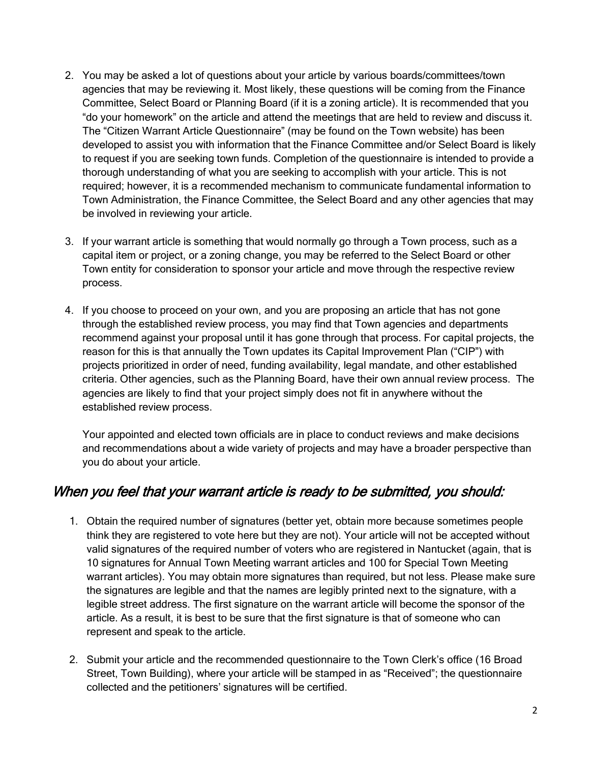2. You may be asked a lot of questions about your article by various boards/committees/town agencies that may be reviewing it. Most likely, these questions will be coming from the Finance Committee, Select Board or Planning Board (if it is a zoning article). It is recommended that you "do your homework" on the article and attend the meetings that are held to review and discuss it. The "Citizen Warrant Article Questionnaire" (may be found on the Town website) has been developed to assist you with information that the Finance Committee and/or Select Board is likely to request if you are seeking town funds. Completion of the questionnaire is intended to provide a thorough understanding of what you are seeking to accomplish with your article. This is not required; however, it is a recommended mechanism to communicate fundamental information to Town Administration, the Finance Committee, the Select Board and any other agencies that may be involved in reviewing your article.

3. If your warrant article is something that would normally go through a Town process, such as a capital item or project, or a zoning change, you may be referred to the Select Board or other Town entity for consideration to sponsor your article and move through the respective review process.

4. If you choose to proceed on your own, and you are proposing an article that has not gone through the established review process, you may find that Town agencies and departments recommend against your proposal until it has gone through that process. For capital projects, the reason for this is that annually the Town updates its Capital Improvement Plan ("CIP") with projects prioritized in order of need, funding availability, legal mandate, and other established criteria. Other agencies, such as the Planning Board, have their own annual review process. The agencies are likely to find that your project simply does not fit in anywhere without the established review process.

   Your appointed and elected town officials are in place to conduct reviews and make decisions and recommendations about a wide variety of projects and may have a broader perspective than you do about your article.

## *When you feel that your warrant article is ready to be submitted, you should:*

1. Obtain the required number of signatures (better yet, obtain more because sometimes people think they are registered to vote here but they are not). Your article will not be accepted without valid signatures of the required number of voters who are registered in Nantucket (again, that is 10 signatures for Annual Town Meeting warrant articles and 100 for Special Town Meeting warrant articles). You may obtain more signatures than required, but not less. Please make sure the signatures are legible and that the names are legibly printed next to the signature, with a legible street address. The first signature on the warrant article will become the sponsor of the article. As a result, it is best to be sure that the first signature is that of someone who can represent and speak to the article.

2. Submit your article and the recommended questionnaire to the Town Clerk's office (16 Broad Street, Town Building), where your article will be stamped in as "Received"; the questionnaire collected and the petitioners' signatures will be certified.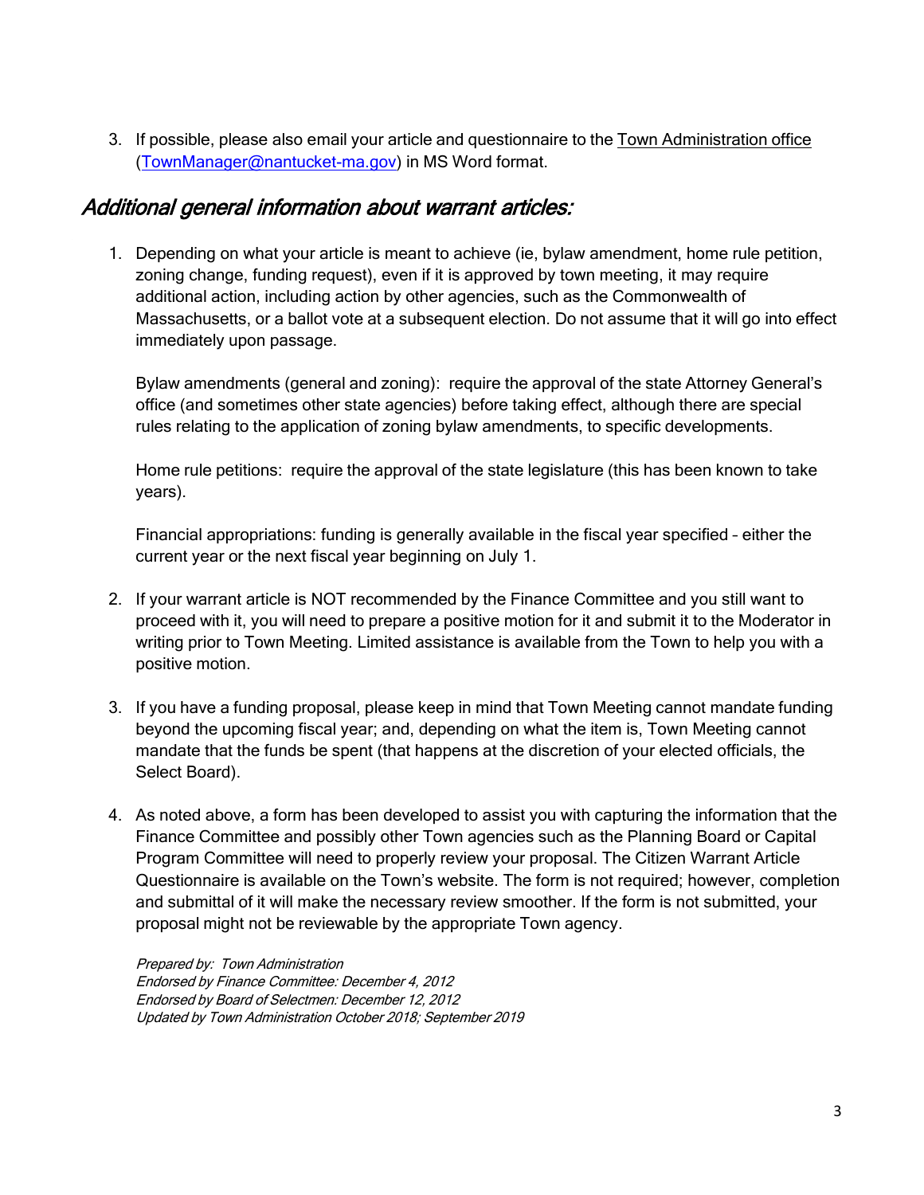3. If possible, please also email your article and questionnaire to the Town Administration office (TownManager@nantucket-ma.gov) in MS Word format.

## *Additional general information about warrant articles:*

1. Depending on what your article is meant to achieve (ie, bylaw amendment, home rule petition, zoning change, funding request), even if it is approved by town meeting, it may require additional action, including action by other agencies, such as the Commonwealth of Massachusetts, or a ballot vote at a subsequent election. Do not assume that it will go into effect immediately upon passage.

   Bylaw amendments (general and zoning): require the approval of the state Attorney General's office (and sometimes other state agencies) before taking effect, although there are special rules relating to the application of zoning bylaw amendments, to specific developments.

   Home rule petitions: require the approval of the state legislature (this has been known to take years).

   Financial appropriations: funding is generally available in the fiscal year specified – either the current year or the next fiscal year beginning on July 1.

2. If your warrant article is NOT recommended by the Finance Committee and you still want to proceed with it, you will need to prepare a positive motion for it and submit it to the Moderator in writing prior to Town Meeting. Limited assistance is available from the Town to help you with a positive motion.

3. If you have a funding proposal, please keep in mind that Town Meeting cannot mandate funding beyond the upcoming fiscal year; and, depending on what the item is, Town Meeting cannot mandate that the funds be spent (that happens at the discretion of your elected officials, the Select Board).

4. As noted above, a form has been developed to assist you with capturing the information that the Finance Committee and possibly other Town agencies such as the Planning Board or Capital Program Committee will need to properly review your proposal. The Citizen Warrant Article Questionnaire is available on the Town's website. The form is not required; however, completion and submittal of it will make the necessary review smoother. If the form is not submitted, your proposal might not be reviewable by the appropriate Town agency.

   *Prepared by: Town Administration*
   *Endorsed by Finance Committee: December 4, 2012*
   *Endorsed by Board of Selectmen: December 12, 2012*
   *Updated by Town Administration October 2018; September 2019*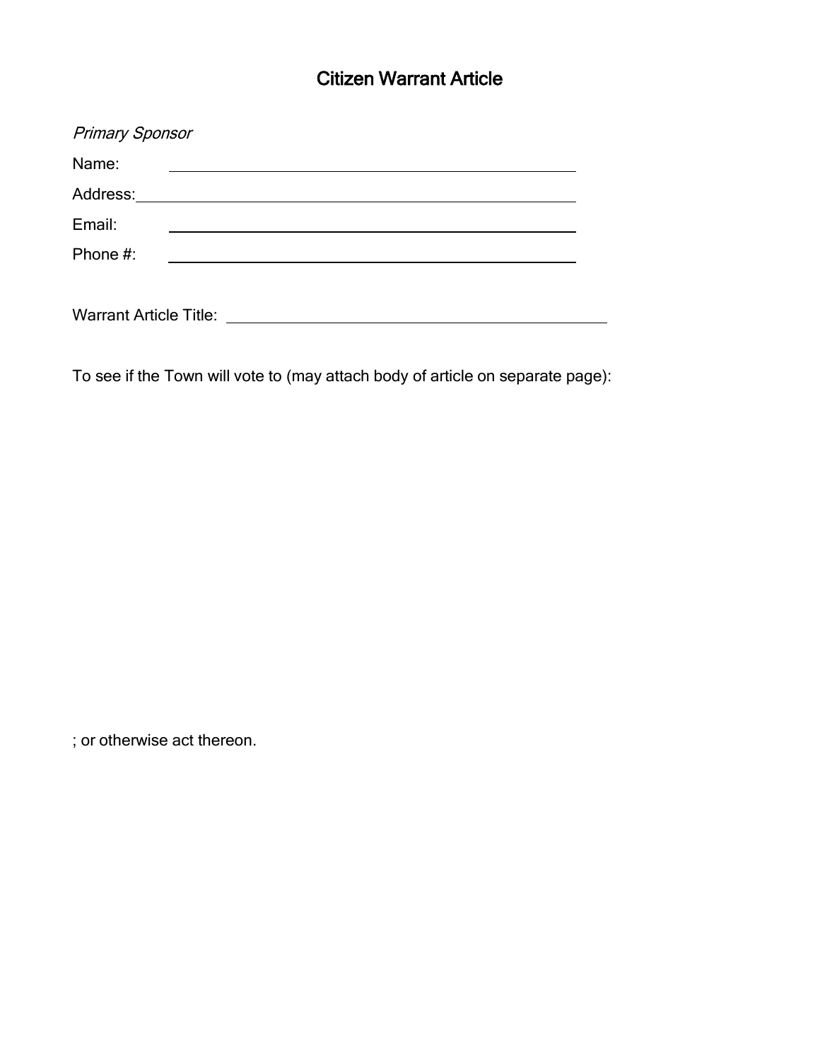# Citizen Warrant Article

*Primary Sponsor*

Name: ______________________________________________

Address: ______________________________________________

Email: ______________________________________________

Phone #: ______________________________________________

Warrant Article Title: ______________________________________________

To see if the Town will vote to (may attach body of article on separate page):

; or otherwise act thereon.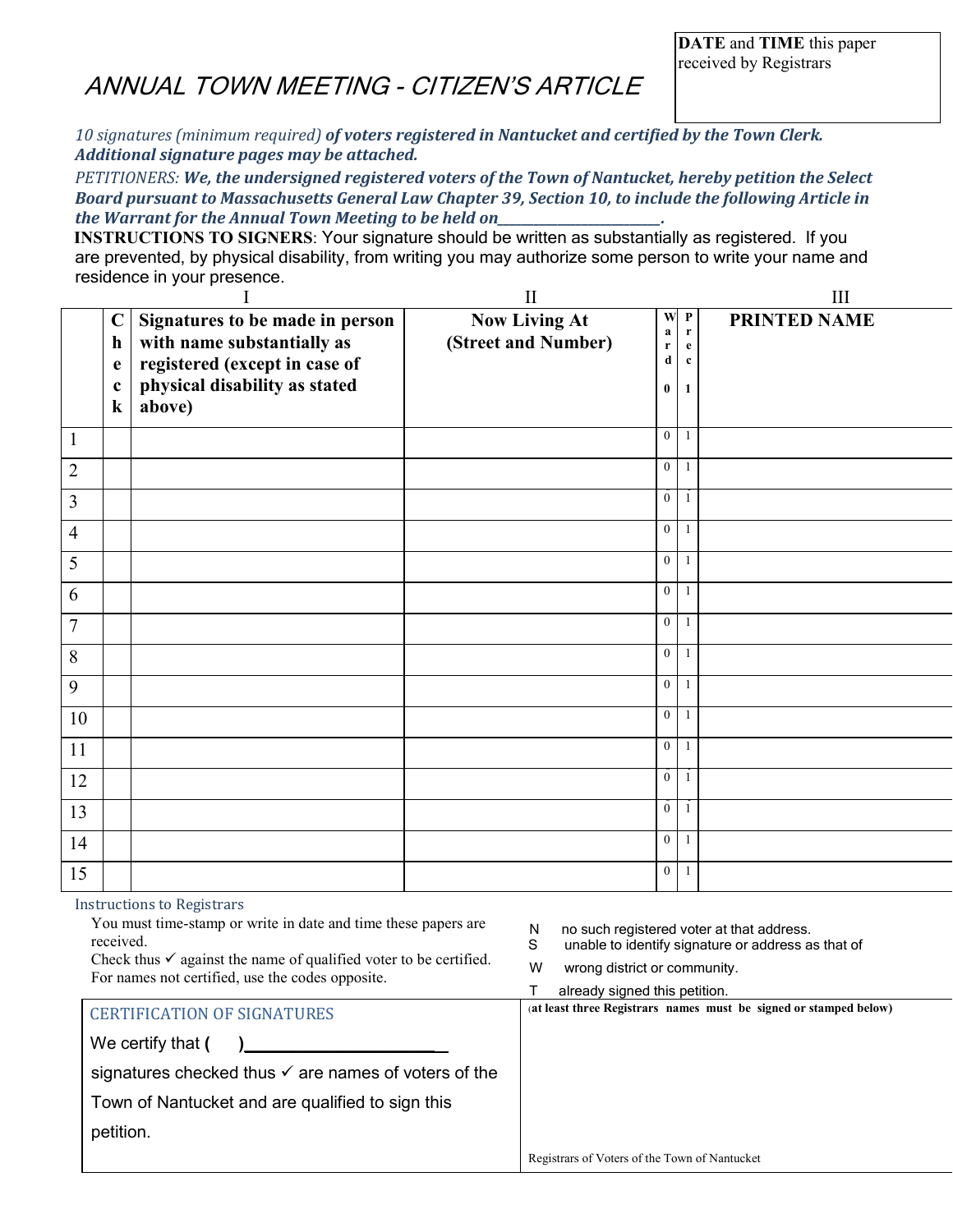| DATE and TIME this paper received by Registrars |
|---|
| |

# ANNUAL TOWN MEETING - CITIZEN'S ARTICLE

*10 signatures (minimum required)* ***of voters registered in Nantucket and certified by the Town Clerk. Additional signature pages may be attached.***

*PETITIONERS:* ***We, the undersigned registered voters of the Town of Nantucket, hereby petition the Select Board pursuant to Massachusetts General Law Chapter 39, Section 10, to include the following Article in the Warrant for the Annual Town Meeting to be held on_______________________.***

**INSTRUCTIONS TO SIGNERS**: Your signature should be written as substantially as registered. If you are prevented, by physical disability, from writing you may authorize some person to write your name and residence in your presence.

| | | I | II | | | III |
|---|---|---|---|---|---|---|
| | Check | Signatures to be made in person with name substantially as registered (except in case of physical disability as stated above) | Now Living At (Street and Number) | Ward 0 | Prec 1 | PRINTED NAME |
| 1 | | | | 0 | 1 | |
| 2 | | | | 0 | 1 | |
| 3 | | | | 0 | 1 | |
| 4 | | | | 0 | 1 | |
| 5 | | | | 0 | 1 | |
| 6 | | | | 0 | 1 | |
| 7 | | | | 0 | 1 | |
| 8 | | | | 0 | 1 | |
| 9 | | | | 0 | 1 | |
| 10 | | | | 0 | 1 | |
| 11 | | | | 0 | 1 | |
| 12 | | | | 0 | 1 | |
| 13 | | | | 0 | 1 | |
| 14 | | | | 0 | 1 | |
| 15 | | | | 0 | 1 | |

Instructions to Registrars

You must time-stamp or write in date and time these papers are received.
Check thus ✓ against the name of qualified voter to be certified.
For names not certified, use the codes opposite.

N no such registered voter at that address.
S unable to identify signature or address as that of
W wrong district or community.
T already signed this petition.

| CERTIFICATION OF SIGNATURES | (at least three Registrars names must be signed or stamped below) |
|---|---|
| We certify that ( )_____________________ signatures checked thus ✓ are names of voters of the Town of Nantucket and are qualified to sign this petition. | Registrars of Voters of the Town of Nantucket |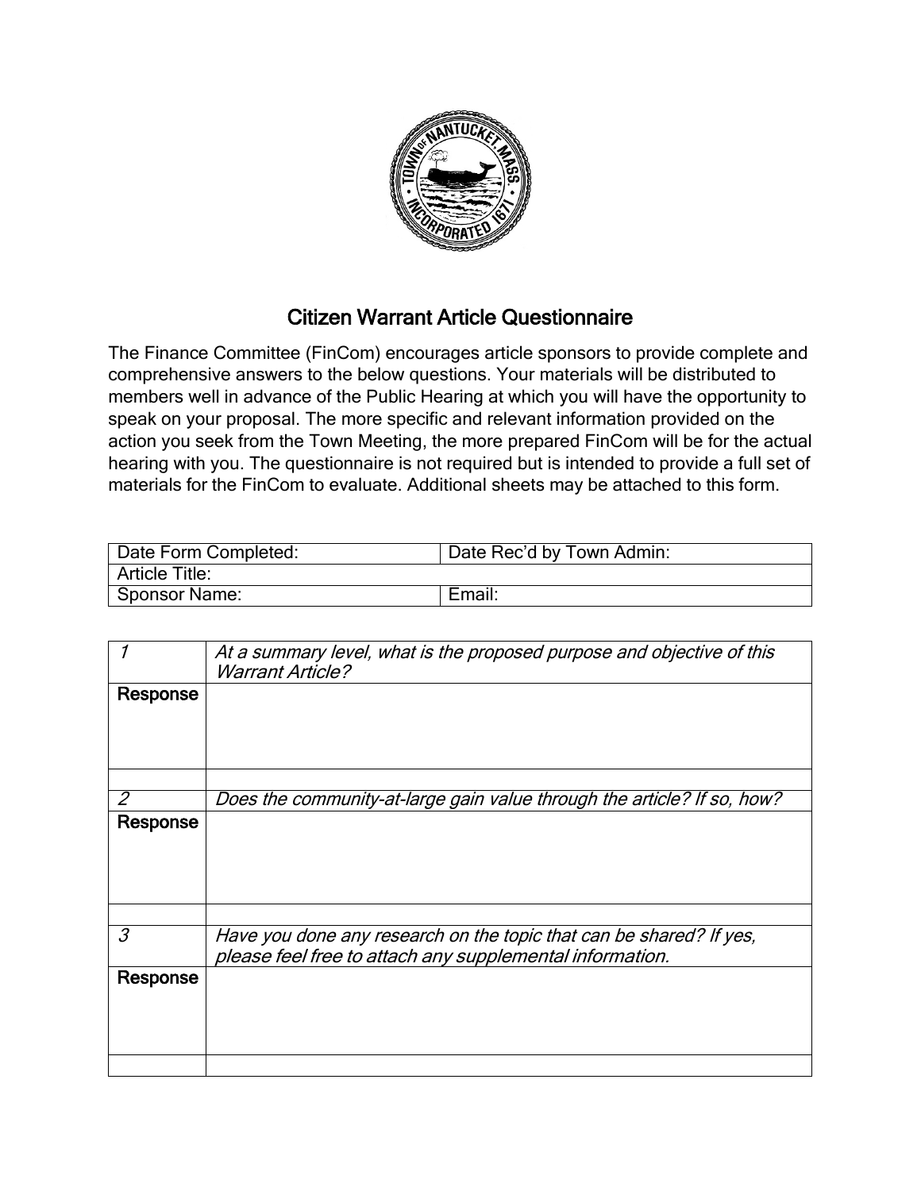## Citizen Warrant Article Questionnaire

The Finance Committee (FinCom) encourages article sponsors to provide complete and comprehensive answers to the below questions. Your materials will be distributed to members well in advance of the Public Hearing at which you will have the opportunity to speak on your proposal. The more specific and relevant information provided on the action you seek from the Town Meeting, the more prepared FinCom will be for the actual hearing with you. The questionnaire is not required but is intended to provide a full set of materials for the FinCom to evaluate. Additional sheets may be attached to this form.

| Date Form Completed: | Date Rec'd by Town Admin: |
|---|---|
| Article Title: | |
| Sponsor Name: | Email: |

| | |
|---|---|
| *1* | *At a summary level, what is the proposed purpose and objective of this Warrant Article?* |
| **Response** | |
| | |
| *2* | *Does the community-at-large gain value through the article? If so, how?* |
| **Response** | |
| | |
| *3* | *Have you done any research on the topic that can be shared? If yes, please feel free to attach any supplemental information.* |
| **Response** | |
| | |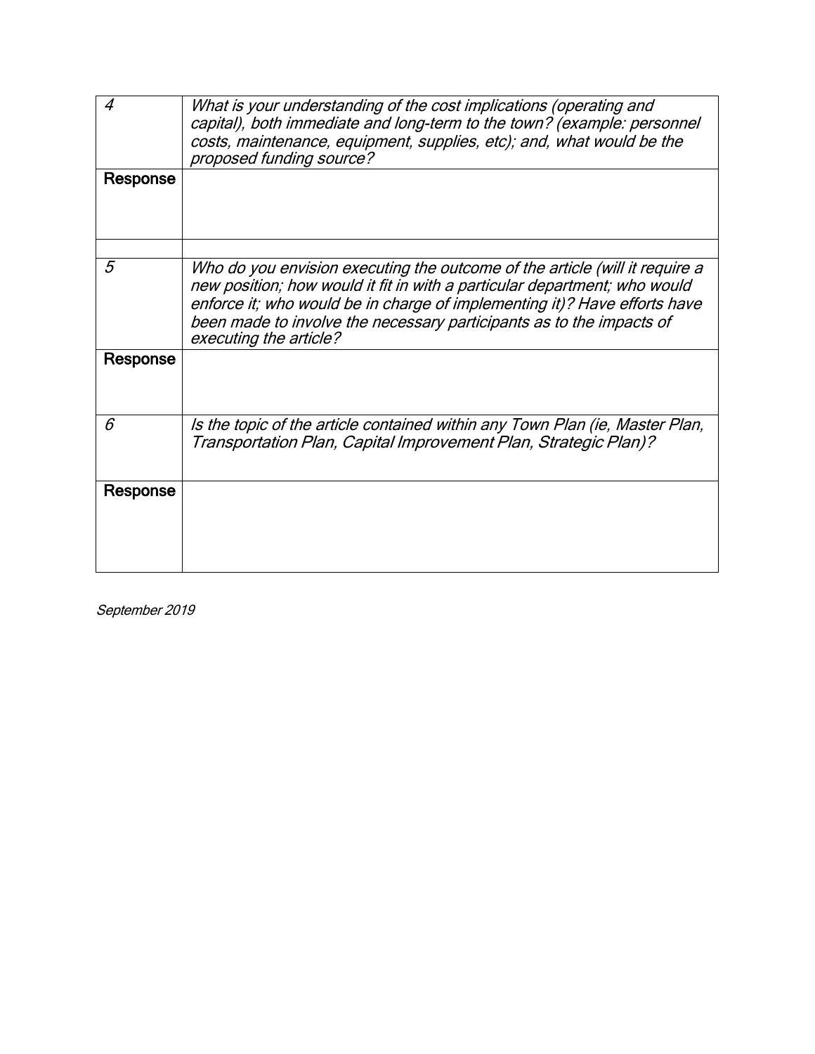| | |
|---|---|
| *4* | *What is your understanding of the cost implications (operating and capital), both immediate and long-term to the town? (example: personnel costs, maintenance, equipment, supplies, etc); and, what would be the proposed funding source?* |
| **Response** | |
| | |
| *5* | *Who do you envision executing the outcome of the article (will it require a new position; how would it fit in with a particular department; who would enforce it; who would be in charge of implementing it)? Have efforts have been made to involve the necessary participants as to the impacts of executing the article?* |
| **Response** | |
| *6* | *Is the topic of the article contained within any Town Plan (ie, Master Plan, Transportation Plan, Capital Improvement Plan, Strategic Plan)?* |
| **Response** | |

*September 2019*